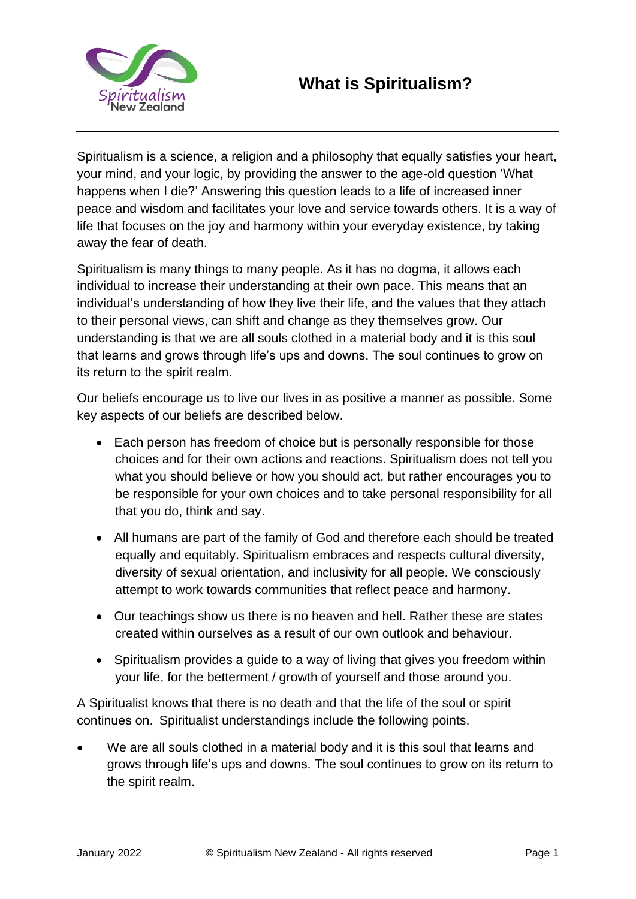# What is Spiritualism?

Spiritualism is a science, a religion and a philosophy that equally satisfies your heart, your mind, and your logic, by providing the answer to the age-old question 'What happens when I die?' Answering this question leads to a life of increased inner peace and wisdom and facilitates your love and service towards others. It is a way of life that focuses on the joy and harmony within your everyday existence, by taking away the fear of death.

Spiritualism is many things to many people. As it has no dogma, it allows each individual to increase their understanding at their own pace. This means that an individual's understanding of how they live their life, and the values that they attach to their personal views, can shift and change as they themselves grow. Our understanding is that we are all souls clothed in a material body and it is this soul that learns and grows through life's ups and downs. The soul continues to grow on its return to the spirit realm.

Our beliefs encourage us to live our lives in as positive a manner as possible. Some key aspects of our beliefs are described below.

- Each person has freedom of choice but is personally responsible for those choices and for their own actions and reactions. Spiritualism does not tell you what you should believe or how you should act, but rather encourages you to be responsible for your own choices and to take personal responsibility for all that you do, think and say.
- All humans are part of the family of God and therefore each should be treated equally and equitably. Spiritualism embraces and respects cultural diversity, diversity of sexual orientation, and inclusivity for all people. We consciously attempt to work towards communities that reflect peace and harmony.
- Our teachings show us there is no heaven and hell. Rather these are states created within ourselves as a result of our own outlook and behaviour.
- Spiritualism provides a guide to a way of living that gives you freedom within your life, for the betterment / growth of yourself and those around you.

A Spiritualist knows that there is no death and that the life of the soul or spirit continues on. Spiritualist understandings include the following points.

- We are all souls clothed in a material body and it is this soul that learns and grows through life's ups and downs. The soul continues to grow on its return to the spirit realm.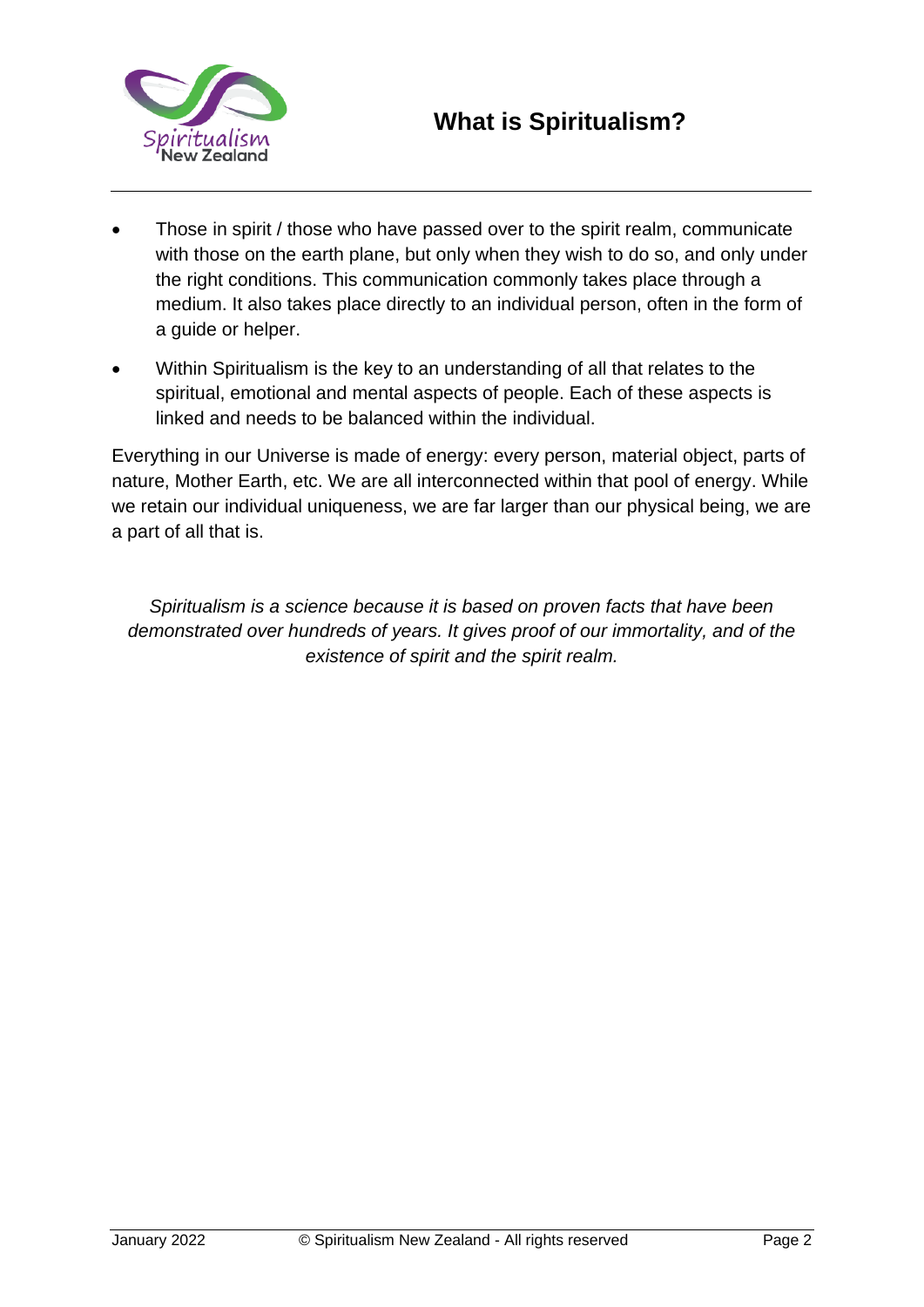- Those in spirit / those who have passed over to the spirit realm, communicate with those on the earth plane, but only when they wish to do so, and only under the right conditions. This communication commonly takes place through a medium. It also takes place directly to an individual person, often in the form of a guide or helper.
- Within Spiritualism is the key to an understanding of all that relates to the spiritual, emotional and mental aspects of people. Each of these aspects is linked and needs to be balanced within the individual.

Everything in our Universe is made of energy: every person, material object, parts of nature, Mother Earth, etc. We are all interconnected within that pool of energy. While we retain our individual uniqueness, we are far larger than our physical being, we are a part of all that is.

*Spiritualism is a science because it is based on proven facts that have been demonstrated over hundreds of years. It gives proof of our immortality, and of the existence of spirit and the spirit realm.*